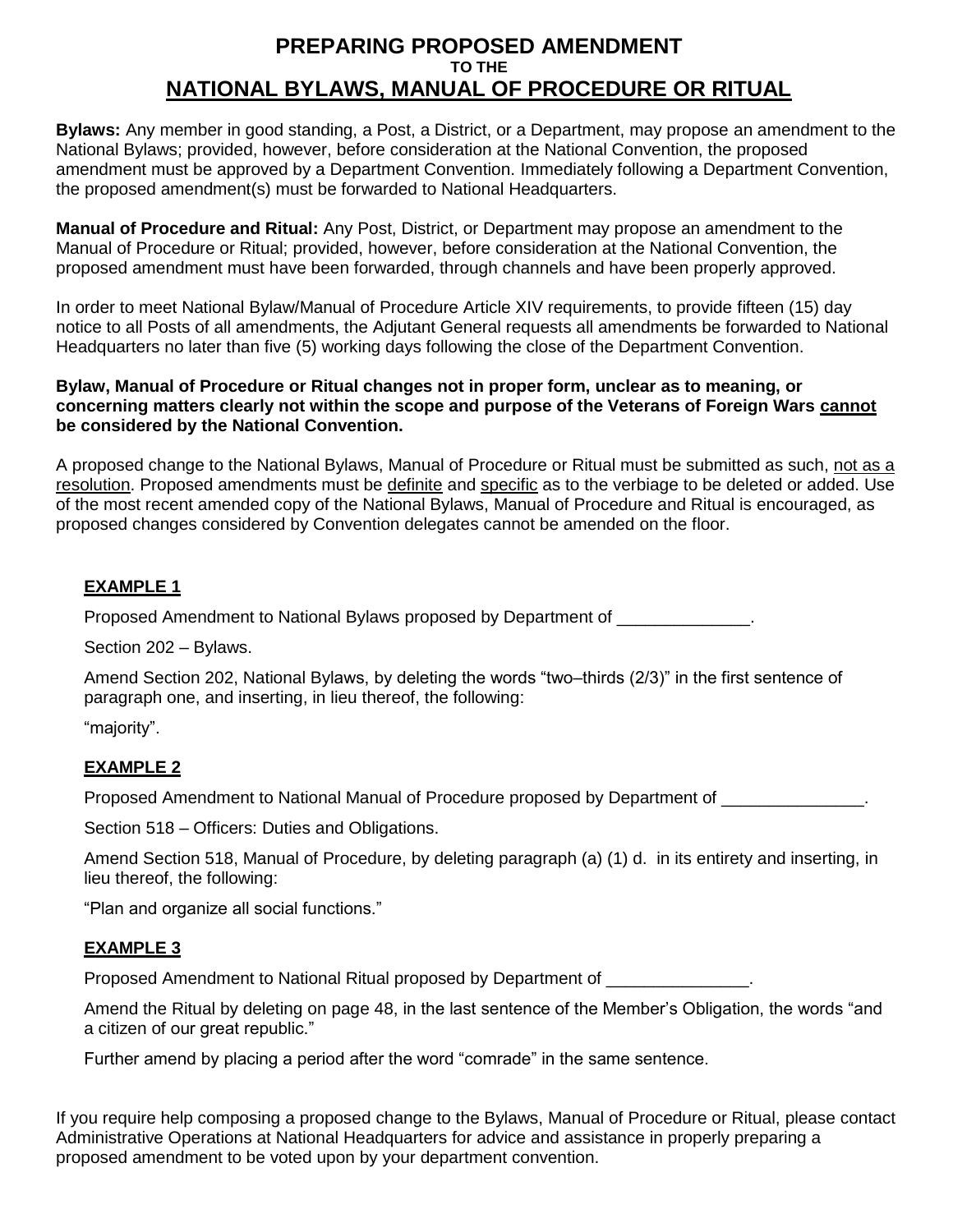# PREPARING PROPOSED AMENDMENT
### TO THE
## NATIONAL BYLAWS, MANUAL OF PROCEDURE OR RITUAL

**Bylaws:** Any member in good standing, a Post, a District, or a Department, may propose an amendment to the National Bylaws; provided, however, before consideration at the National Convention, the proposed amendment must be approved by a Department Convention. Immediately following a Department Convention, the proposed amendment(s) must be forwarded to National Headquarters.

**Manual of Procedure and Ritual:** Any Post, District, or Department may propose an amendment to the Manual of Procedure or Ritual; provided, however, before consideration at the National Convention, the proposed amendment must have been forwarded, through channels and have been properly approved.

In order to meet National Bylaw/Manual of Procedure Article XIV requirements, to provide fifteen (15) day notice to all Posts of all amendments, the Adjutant General requests all amendments be forwarded to National Headquarters no later than five (5) working days following the close of the Department Convention.

**Bylaw, Manual of Procedure or Ritual changes not in proper form, unclear as to meaning, or concerning matters clearly not within the scope and purpose of the Veterans of Foreign Wars cannot be considered by the National Convention.**

A proposed change to the National Bylaws, Manual of Procedure or Ritual must be submitted as such, not as a resolution. Proposed amendments must be definite and specific as to the verbiage to be deleted or added. Use of the most recent amended copy of the National Bylaws, Manual of Procedure and Ritual is encouraged, as proposed changes considered by Convention delegates cannot be amended on the floor.

### EXAMPLE 1

Proposed Amendment to National Bylaws proposed by Department of ______________.

Section 202 – Bylaws.

Amend Section 202, National Bylaws, by deleting the words "two–thirds (2/3)" in the first sentence of paragraph one, and inserting, in lieu thereof, the following:

"majority".

### EXAMPLE 2

Proposed Amendment to National Manual of Procedure proposed by Department of _______________.

Section 518 – Officers: Duties and Obligations.

Amend Section 518, Manual of Procedure, by deleting paragraph (a) (1) d. in its entirety and inserting, in lieu thereof, the following:

"Plan and organize all social functions."

### EXAMPLE 3

Proposed Amendment to National Ritual proposed by Department of _______________.

Amend the Ritual by deleting on page 48, in the last sentence of the Member's Obligation, the words "and a citizen of our great republic."

Further amend by placing a period after the word "comrade" in the same sentence.

If you require help composing a proposed change to the Bylaws, Manual of Procedure or Ritual, please contact Administrative Operations at National Headquarters for advice and assistance in properly preparing a proposed amendment to be voted upon by your department convention.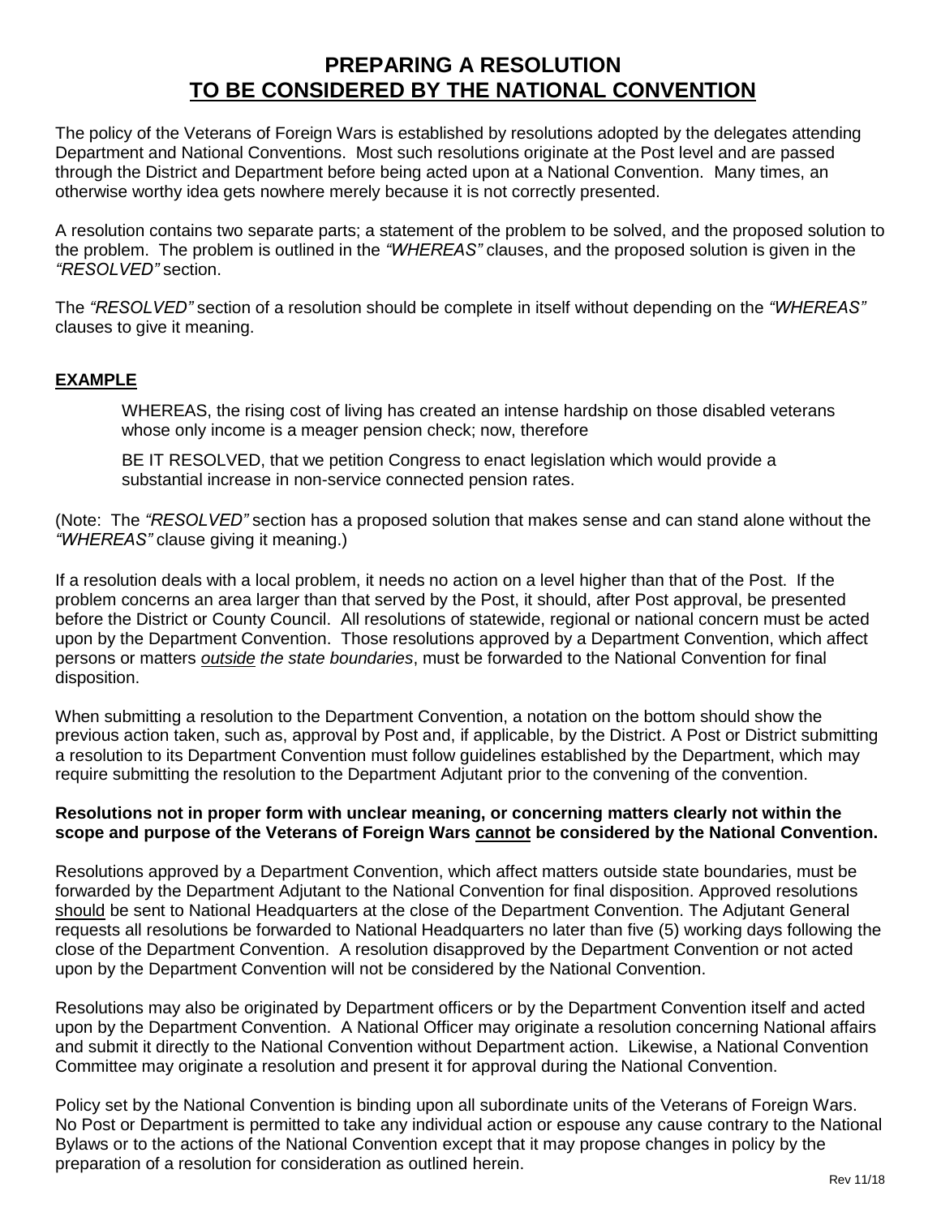# PREPARING A RESOLUTION
# TO BE CONSIDERED BY THE NATIONAL CONVENTION

The policy of the Veterans of Foreign Wars is established by resolutions adopted by the delegates attending Department and National Conventions. Most such resolutions originate at the Post level and are passed through the District and Department before being acted upon at a National Convention. Many times, an otherwise worthy idea gets nowhere merely because it is not correctly presented.

A resolution contains two separate parts; a statement of the problem to be solved, and the proposed solution to the problem. The problem is outlined in the *"WHEREAS"* clauses, and the proposed solution is given in the *"RESOLVED"* section.

The *"RESOLVED"* section of a resolution should be complete in itself without depending on the *"WHEREAS"* clauses to give it meaning.

**EXAMPLE**

> WHEREAS, the rising cost of living has created an intense hardship on those disabled veterans whose only income is a meager pension check; now, therefore
>
> BE IT RESOLVED, that we petition Congress to enact legislation which would provide a substantial increase in non-service connected pension rates.

(Note: The *"RESOLVED"* section has a proposed solution that makes sense and can stand alone without the *"WHEREAS"* clause giving it meaning.)

If a resolution deals with a local problem, it needs no action on a level higher than that of the Post. If the problem concerns an area larger than that served by the Post, it should, after Post approval, be presented before the District or County Council. All resolutions of statewide, regional or national concern must be acted upon by the Department Convention. Those resolutions approved by a Department Convention, which affect persons or matters *outside the state boundaries*, must be forwarded to the National Convention for final disposition.

When submitting a resolution to the Department Convention, a notation on the bottom should show the previous action taken, such as, approval by Post and, if applicable, by the District. A Post or District submitting a resolution to its Department Convention must follow guidelines established by the Department, which may require submitting the resolution to the Department Adjutant prior to the convening of the convention.

**Resolutions not in proper form with unclear meaning, or concerning matters clearly not within the scope and purpose of the Veterans of Foreign Wars cannot be considered by the National Convention.**

Resolutions approved by a Department Convention, which affect matters outside state boundaries, must be forwarded by the Department Adjutant to the National Convention for final disposition. Approved resolutions should be sent to National Headquarters at the close of the Department Convention. The Adjutant General requests all resolutions be forwarded to National Headquarters no later than five (5) working days following the close of the Department Convention. A resolution disapproved by the Department Convention or not acted upon by the Department Convention will not be considered by the National Convention.

Resolutions may also be originated by Department officers or by the Department Convention itself and acted upon by the Department Convention. A National Officer may originate a resolution concerning National affairs and submit it directly to the National Convention without Department action. Likewise, a National Convention Committee may originate a resolution and present it for approval during the National Convention.

Policy set by the National Convention is binding upon all subordinate units of the Veterans of Foreign Wars. No Post or Department is permitted to take any individual action or espouse any cause contrary to the National Bylaws or to the actions of the National Convention except that it may propose changes in policy by the preparation of a resolution for consideration as outlined herein.

Rev 11/18